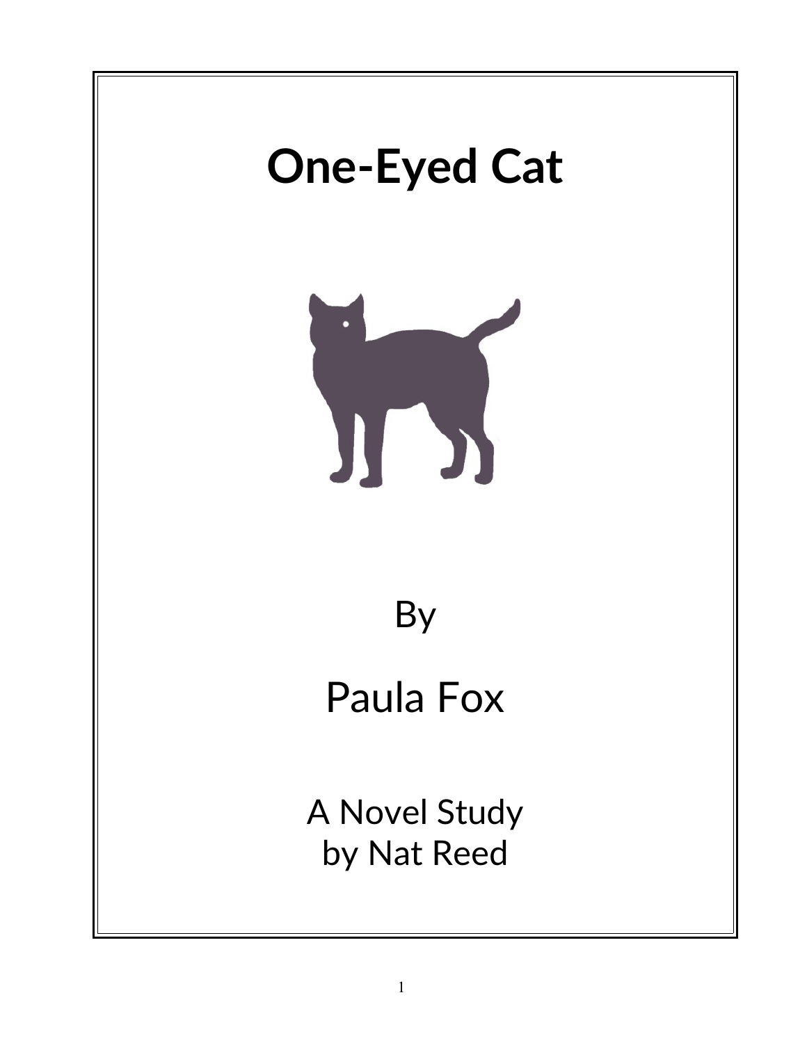# One-Eyed Cat

By

Paula Fox

A Novel Study
by Nat Reed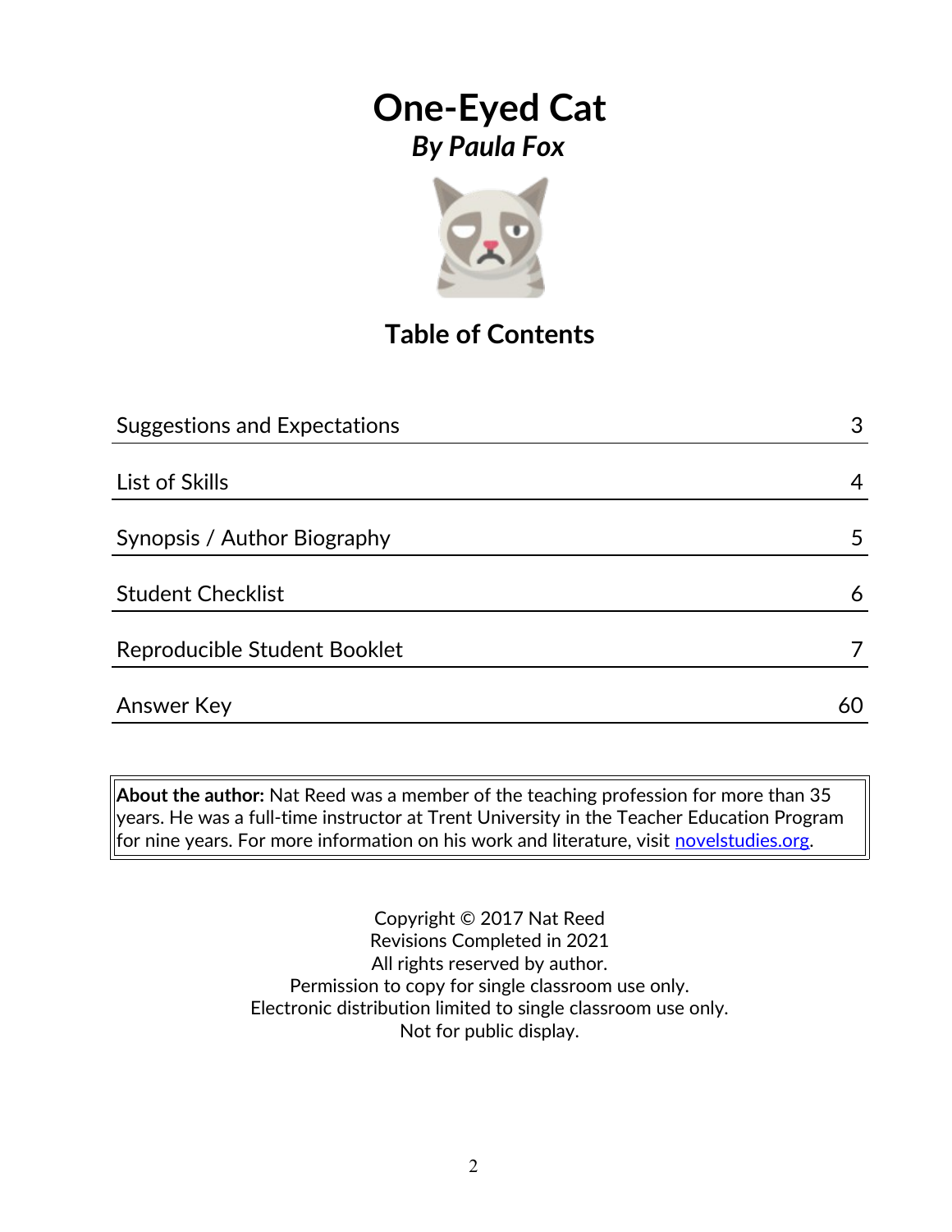# One-Eyed Cat

***By Paula Fox***

## Table of Contents

| Section | Page |
|---|---|
| Suggestions and Expectations | 3 |
| List of Skills | 4 |
| Synopsis / Author Biography | 5 |
| Student Checklist | 6 |
| Reproducible Student Booklet | 7 |
| Answer Key | 60 |

**About the author:** Nat Reed was a member of the teaching profession for more than 35 years. He was a full-time instructor at Trent University in the Teacher Education Program for nine years. For more information on his work and literature, visit novelstudies.org.

Copyright © 2017 Nat Reed
Revisions Completed in 2021
All rights reserved by author.
Permission to copy for single classroom use only.
Electronic distribution limited to single classroom use only.
Not for public display.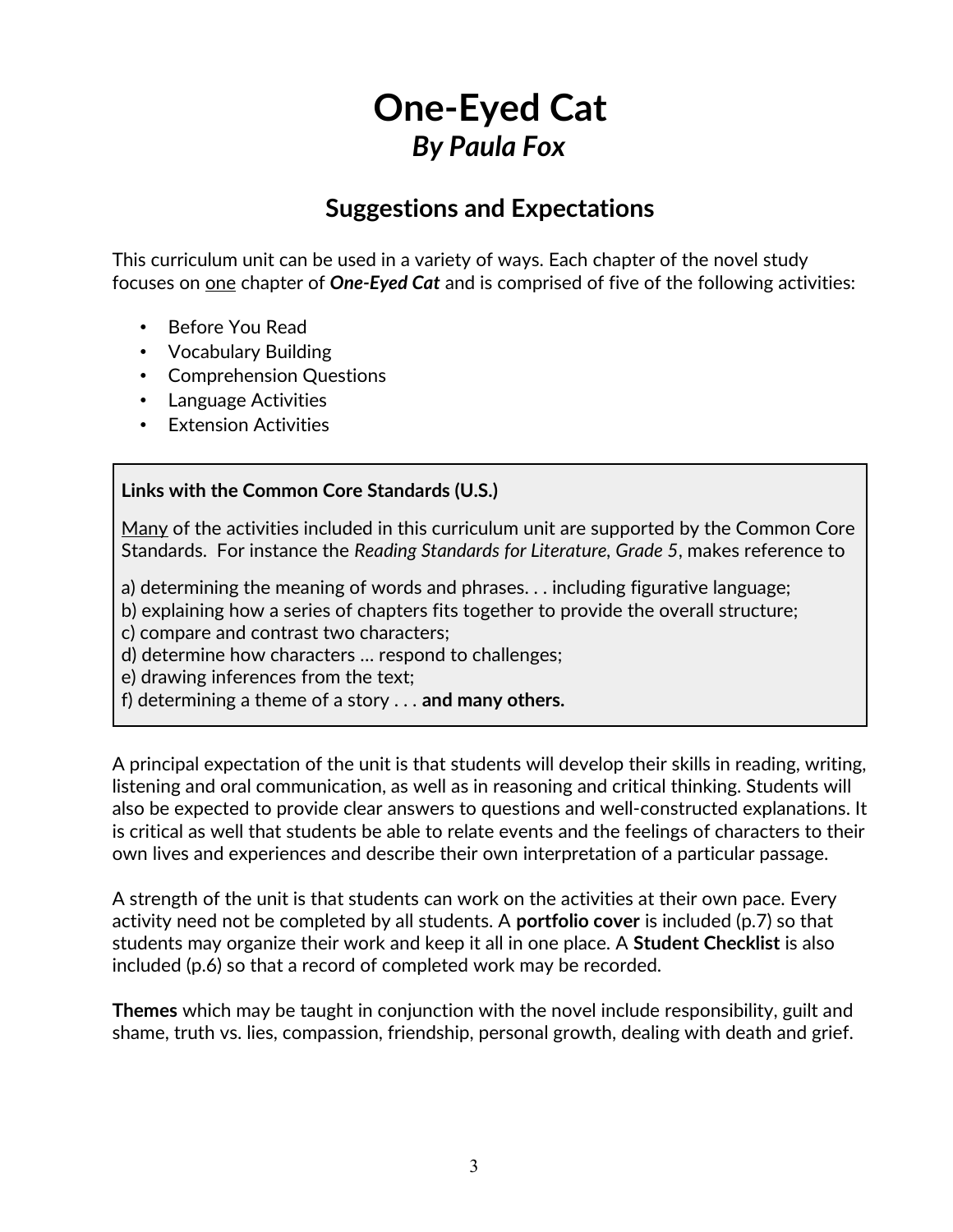# One-Eyed Cat
## *By Paula Fox*

### Suggestions and Expectations

This curriculum unit can be used in a variety of ways. Each chapter of the novel study focuses on <u>one</u> chapter of ***One-Eyed Cat*** and is comprised of five of the following activities:

- Before You Read
- Vocabulary Building
- Comprehension Questions
- Language Activities
- Extension Activities

**Links with the Common Core Standards (U.S.)**

<u>Many</u> of the activities included in this curriculum unit are supported by the Common Core Standards. For instance the *Reading Standards for Literature, Grade 5*, makes reference to

a) determining the meaning of words and phrases. . . including figurative language;
b) explaining how a series of chapters fits together to provide the overall structure;
c) compare and contrast two characters;
d) determine how characters … respond to challenges;
e) drawing inferences from the text;
f) determining a theme of a story . . . **and many others.**

A principal expectation of the unit is that students will develop their skills in reading, writing, listening and oral communication, as well as in reasoning and critical thinking. Students will also be expected to provide clear answers to questions and well-constructed explanations. It is critical as well that students be able to relate events and the feelings of characters to their own lives and experiences and describe their own interpretation of a particular passage.

A strength of the unit is that students can work on the activities at their own pace. Every activity need not be completed by all students. A **portfolio cover** is included (p.7) so that students may organize their work and keep it all in one place. A **Student Checklist** is also included (p.6) so that a record of completed work may be recorded.

**Themes** which may be taught in conjunction with the novel include responsibility, guilt and shame, truth vs. lies, compassion, friendship, personal growth, dealing with death and grief.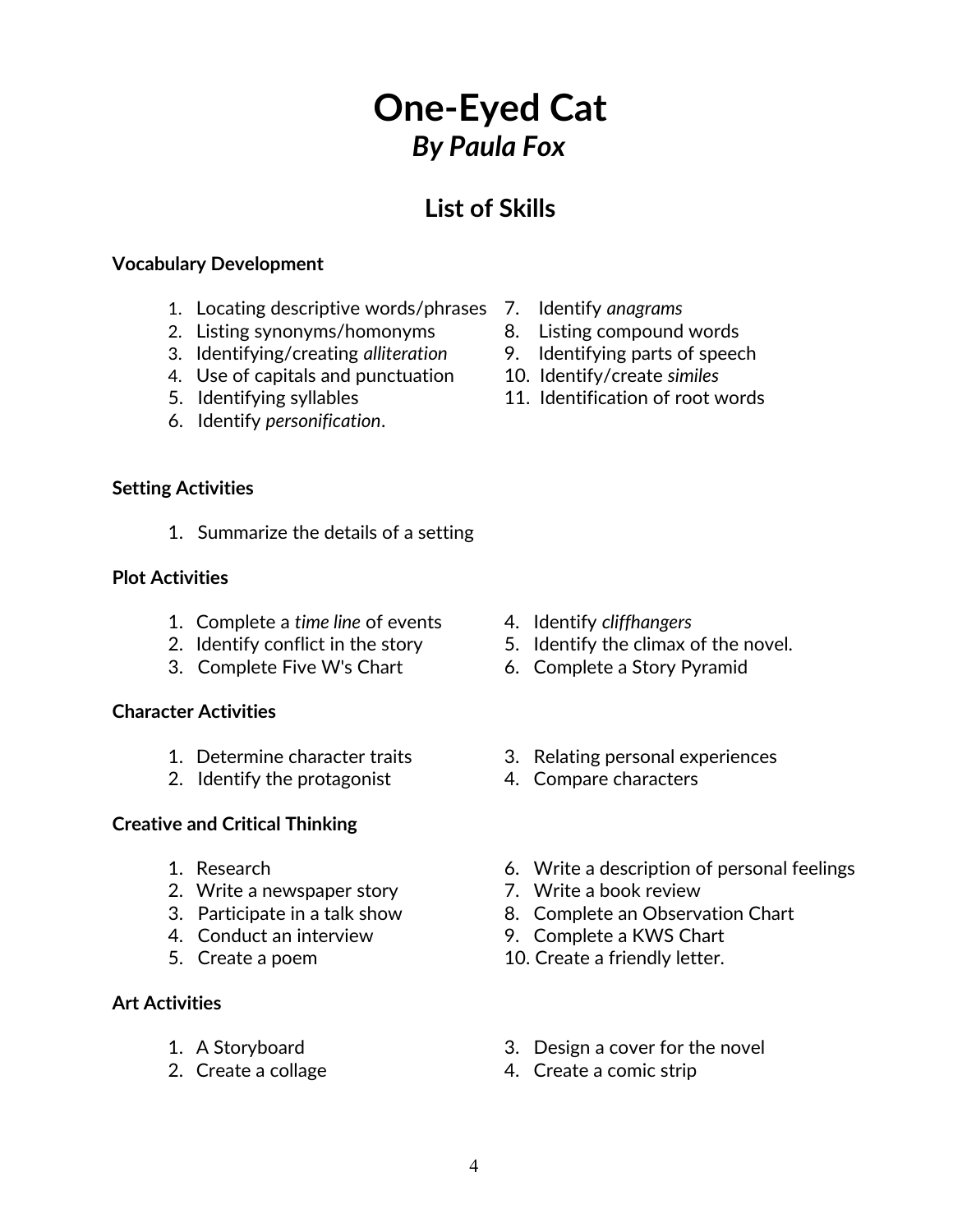# One-Eyed Cat

## *By Paula Fox*

## List of Skills

**Vocabulary Development**

1. Locating descriptive words/phrases
2. Listing synonyms/homonyms
3. Identifying/creating *alliteration*
4. Use of capitals and punctuation
5. Identifying syllables
6. Identify *personification*.
7. Identify *anagrams*
8. Listing compound words
9. Identifying parts of speech
10. Identify/create *similes*
11. Identification of root words

**Setting Activities**

1. Summarize the details of a setting

**Plot Activities**

1. Complete a *time line* of events
2. Identify conflict in the story
3. Complete Five W's Chart
4. Identify *cliffhangers*
5. Identify the climax of the novel.
6. Complete a Story Pyramid

**Character Activities**

1. Determine character traits
2. Identify the protagonist
3. Relating personal experiences
4. Compare characters

**Creative and Critical Thinking**

1. Research
2. Write a newspaper story
3. Participate in a talk show
4. Conduct an interview
5. Create a poem
6. Write a description of personal feelings
7. Write a book review
8. Complete an Observation Chart
9. Complete a KWS Chart
10. Create a friendly letter.

**Art Activities**

1. A Storyboard
2. Create a collage
3. Design a cover for the novel
4. Create a comic strip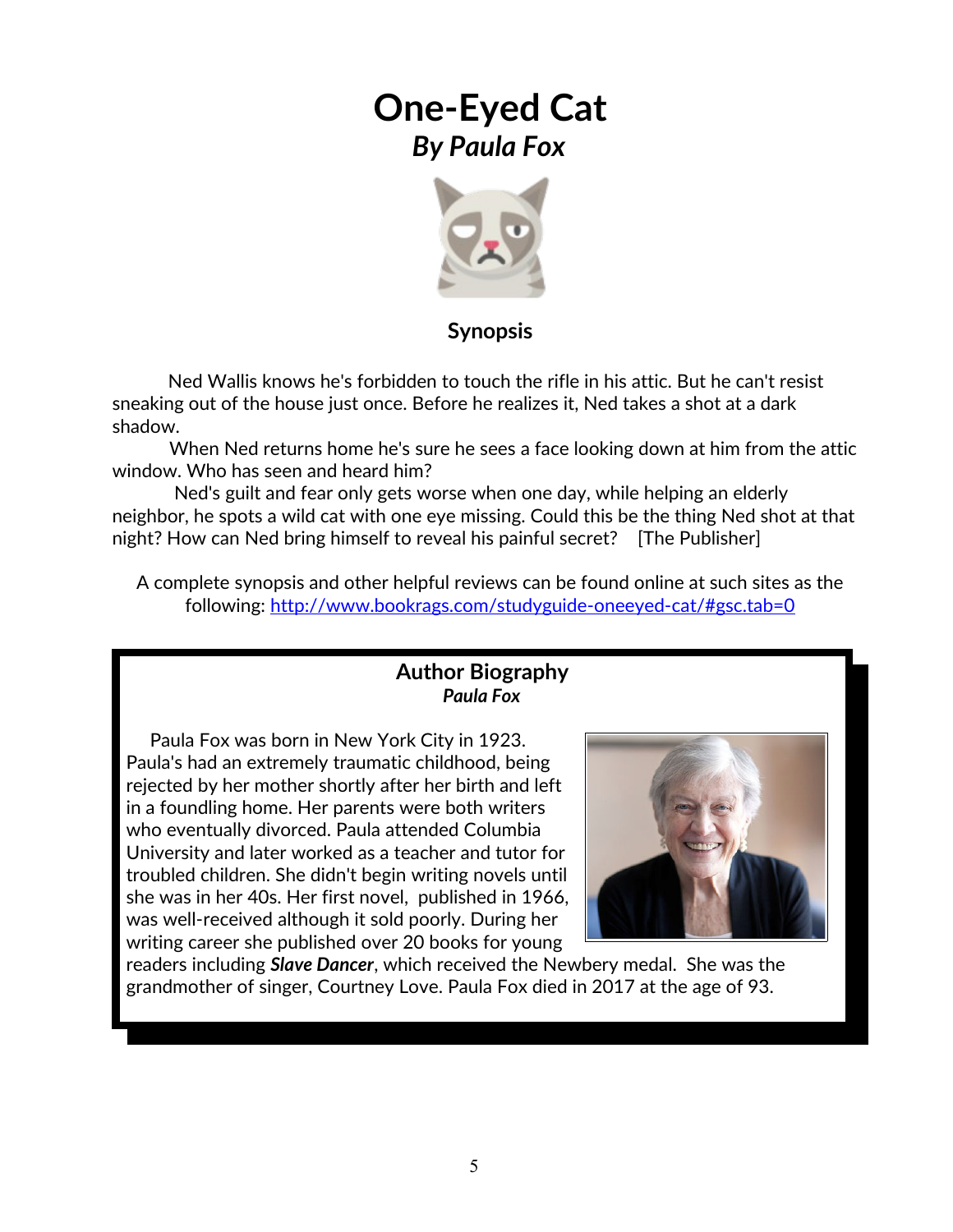# One-Eyed Cat

## *By Paula Fox*

### Synopsis

Ned Wallis knows he's forbidden to touch the rifle in his attic. But he can't resist sneaking out of the house just once. Before he realizes it, Ned takes a shot at a dark shadow.

When Ned returns home he's sure he sees a face looking down at him from the attic window. Who has seen and heard him?

Ned's guilt and fear only gets worse when one day, while helping an elderly neighbor, he spots a wild cat with one eye missing. Could this be the thing Ned shot at that night? How can Ned bring himself to reveal his painful secret? [The Publisher]

A complete synopsis and other helpful reviews can be found online at such sites as the following: http://www.bookrags.com/studyguide-oneeyed-cat/#gsc.tab=0

### Author Biography

***Paula Fox***

Paula Fox was born in New York City in 1923. Paula's had an extremely traumatic childhood, being rejected by her mother shortly after her birth and left in a foundling home. Her parents were both writers who eventually divorced. Paula attended Columbia University and later worked as a teacher and tutor for troubled children. She didn't begin writing novels until she was in her 40s. Her first novel, published in 1966, was well-received although it sold poorly. During her writing career she published over 20 books for young readers including ***Slave Dancer***, which received the Newbery medal. She was the grandmother of singer, Courtney Love. Paula Fox died in 2017 at the age of 93.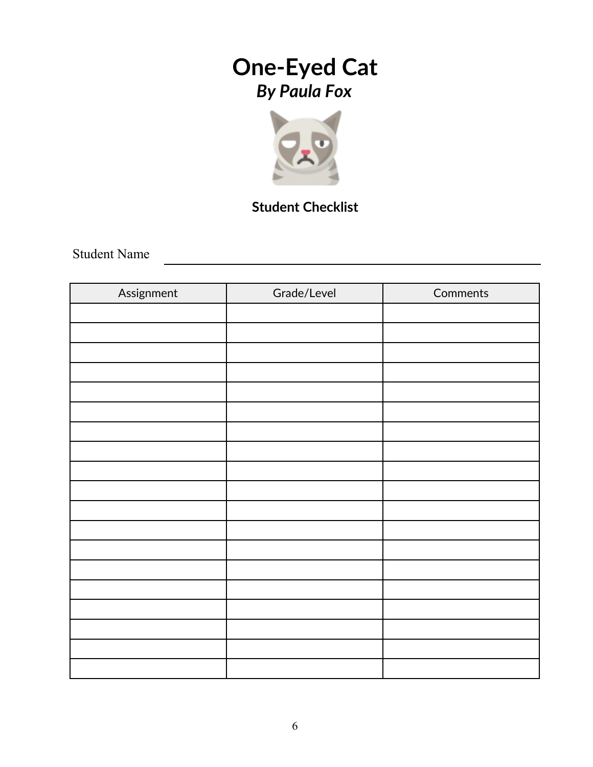# One-Eyed Cat

***By Paula Fox***

**Student Checklist**

Student Name ______________________________

| Assignment | Grade/Level | Comments |
| --- | --- | --- |
| | | |
| | | |
| | | |
| | | |
| | | |
| | | |
| | | |
| | | |
| | | |
| | | |
| | | |
| | | |
| | | |
| | | |
| | | |
| | | |
| | | |
| | | |
| | | |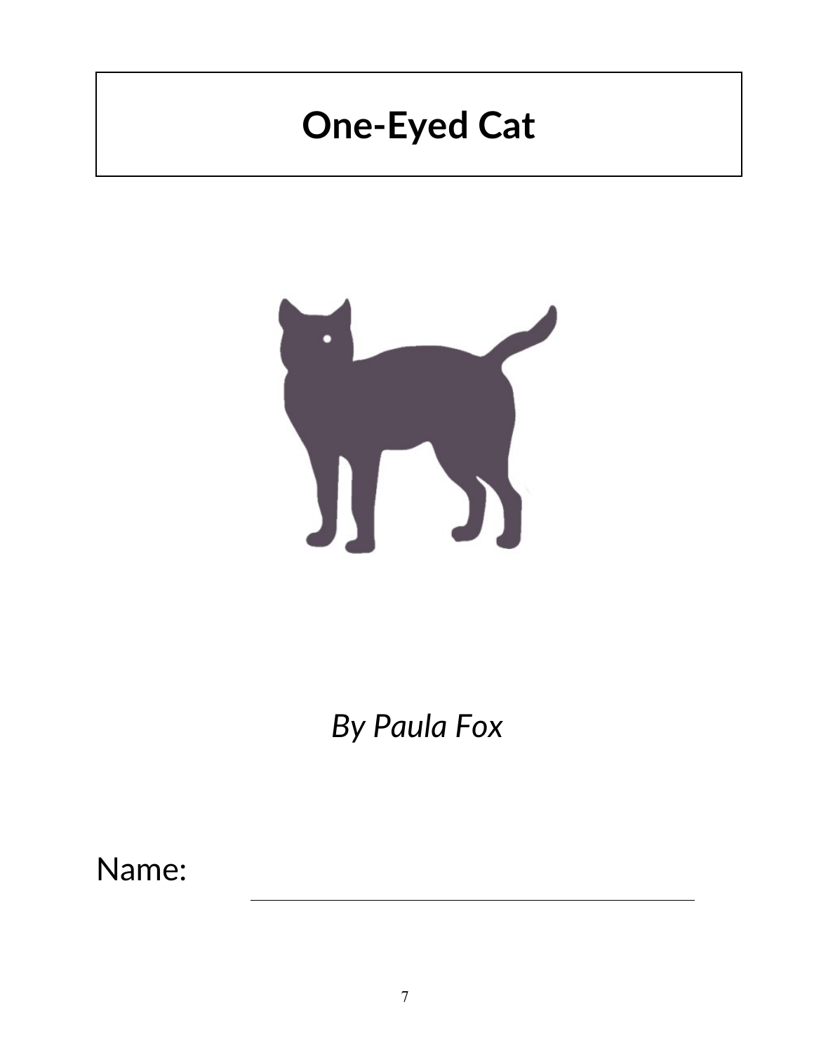# One-Eyed Cat

*By Paula Fox*

Name: ______________________________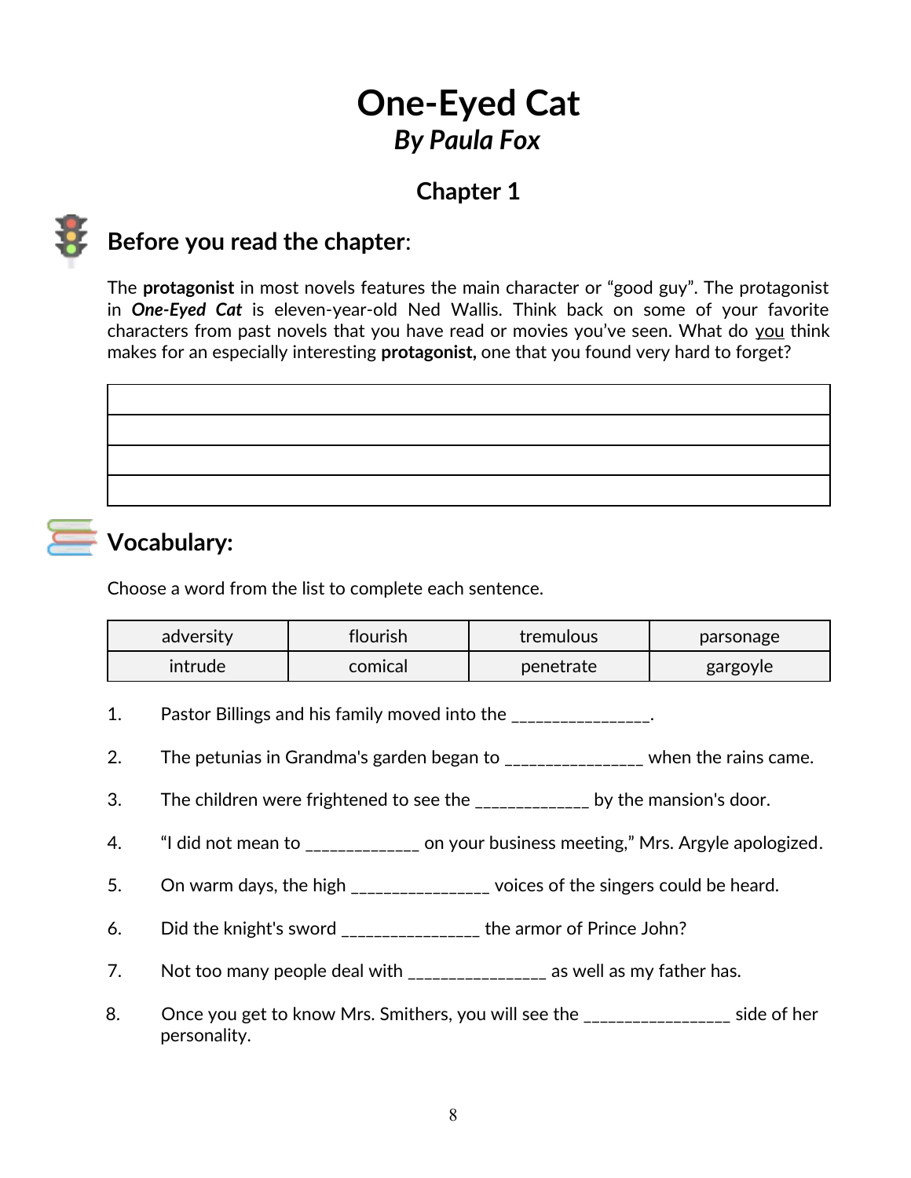# One-Eyed Cat

## *By Paula Fox*

### Chapter 1

## Before you read the chapter:

The **protagonist** in most novels features the main character or "good guy". The protagonist in ***One-Eyed Cat*** is eleven-year-old Ned Wallis. Think back on some of your favorite characters from past novels that you have read or movies you've seen. What do you think makes for an especially interesting **protagonist,** one that you found very hard to forget?

| |
|---|
| |
| |
| |
| |

## Vocabulary:

Choose a word from the list to complete each sentence.

| adversity | flourish | tremulous | parsonage |
|---|---|---|---|
| intrude | comical | penetrate | gargoyle |

1. Pastor Billings and his family moved into the _______________.
2. The petunias in Grandma's garden began to _______________ when the rains came.
3. The children were frightened to see the ____________ by the mansion's door.
4. "I did not mean to ____________ on your business meeting," Mrs. Argyle apologized.
5. On warm days, the high _______________ voices of the singers could be heard.
6. Did the knight's sword _______________ the armor of Prince John?
7. Not too many people deal with _______________ as well as my father has.
8. Once you get to know Mrs. Smithers, you will see the ________________ side of her personality.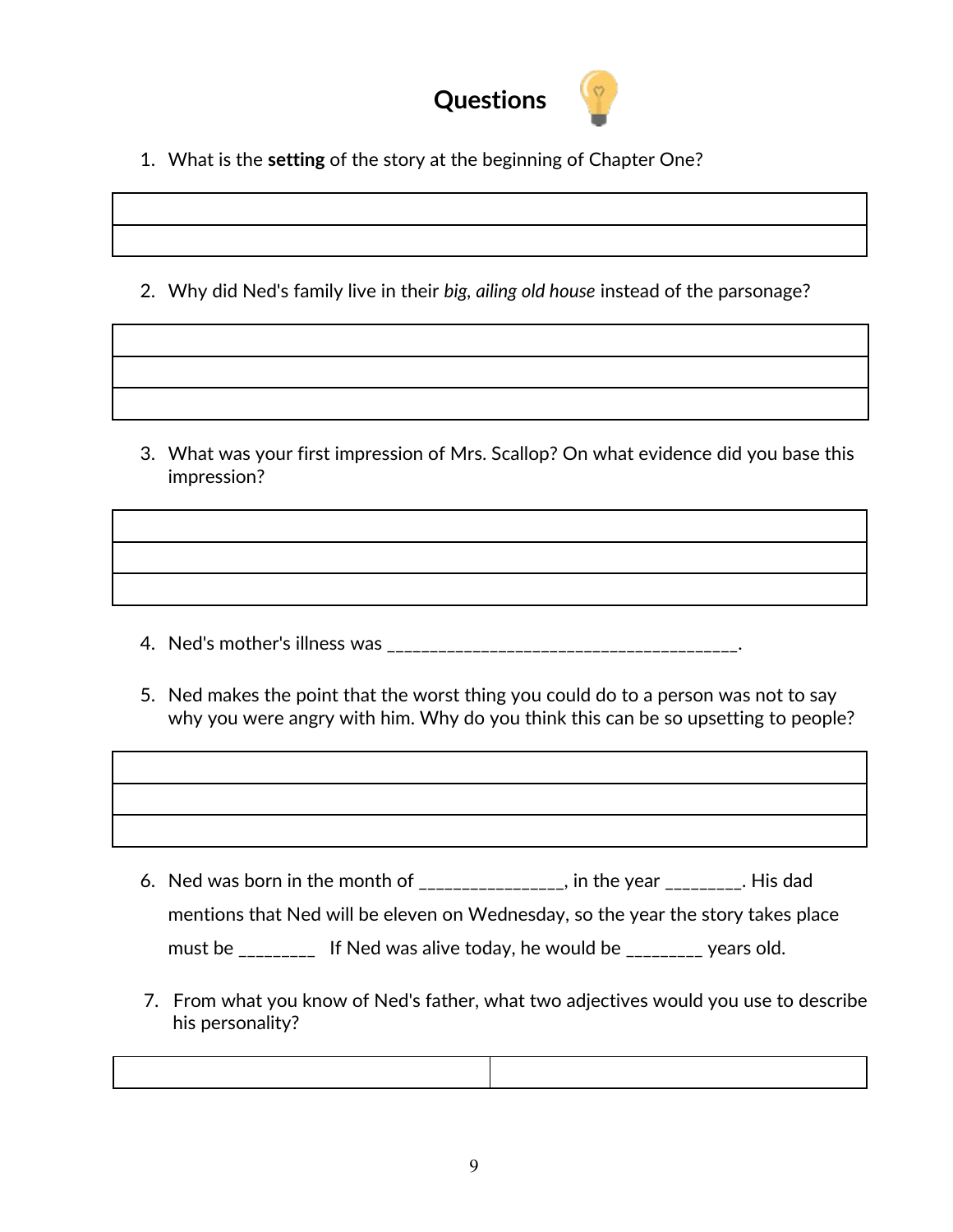# Questions

1. What is the **setting** of the story at the beginning of Chapter One?

| |
|---|
| |

2. Why did Ned's family live in their *big, ailing old house* instead of the parsonage?

| |
|---|
| |
| |

3. What was your first impression of Mrs. Scallop? On what evidence did you base this impression?

| |
|---|
| |
| |

4. Ned's mother's illness was ________________________________________.

5. Ned makes the point that the worst thing you could do to a person was not to say why you were angry with him. Why do you think this can be so upsetting to people?

| |
|---|
| |
| |

6. Ned was born in the month of ________________, in the year ________. His dad mentions that Ned will be eleven on Wednesday, so the year the story takes place must be ________ If Ned was alive today, he would be ________ years old.

7. From what you know of Ned's father, what two adjectives would you use to describe his personality?

| | |
|---|---|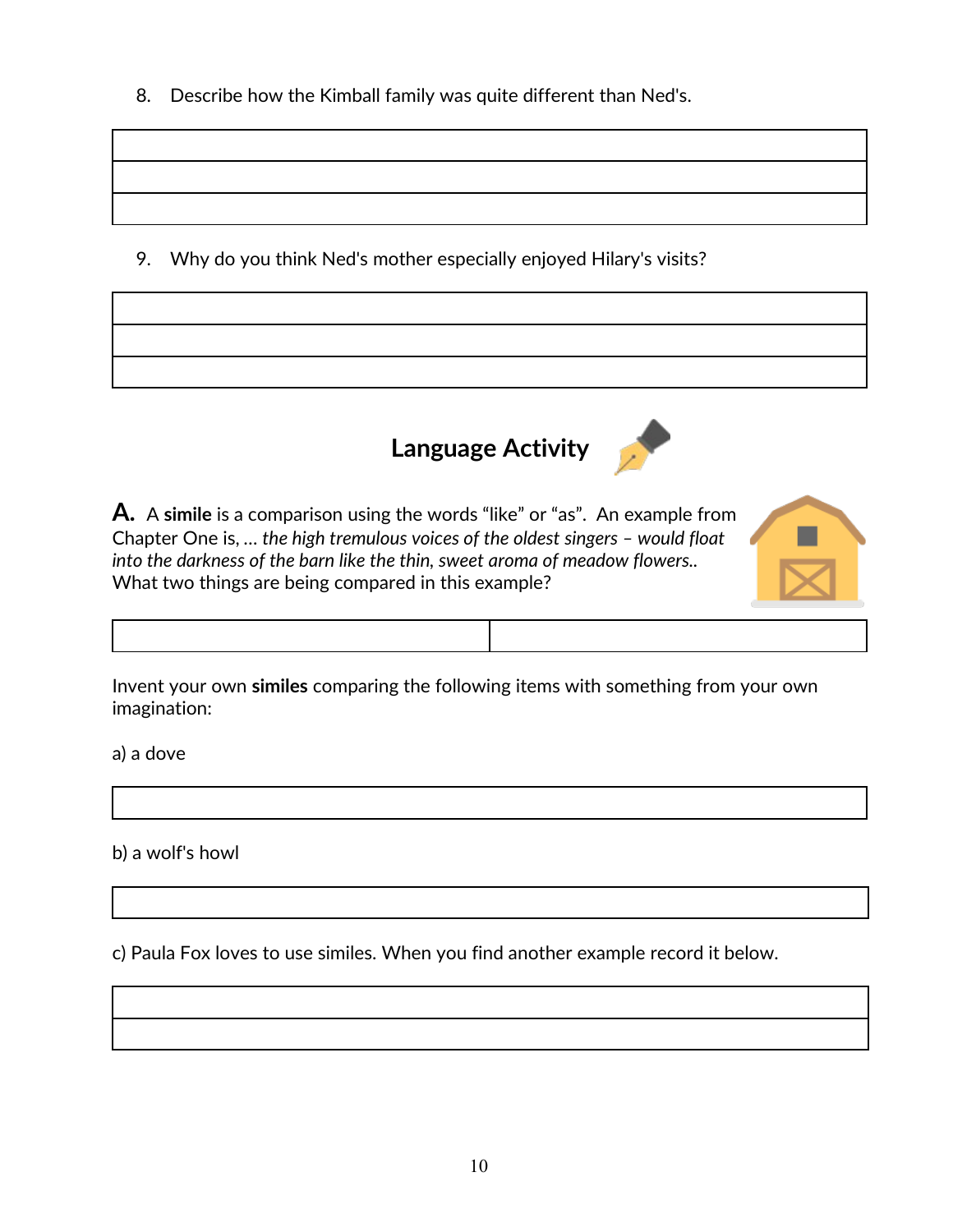8. Describe how the Kimball family was quite different than Ned's.

9. Why do you think Ned's mother especially enjoyed Hilary's visits?

## Language Activity

**A.** A **simile** is a comparison using the words "like" or "as". An example from Chapter One is, … *the high tremulous voices of the oldest singers – would float into the darkness of the barn like the thin, sweet aroma of meadow flowers..* What two things are being compared in this example?

| | |
|---|---|
| | |

Invent your own **similes** comparing the following items with something from your own imagination:

a) a dove

b) a wolf's howl

c) Paula Fox loves to use similes. When you find another example record it below.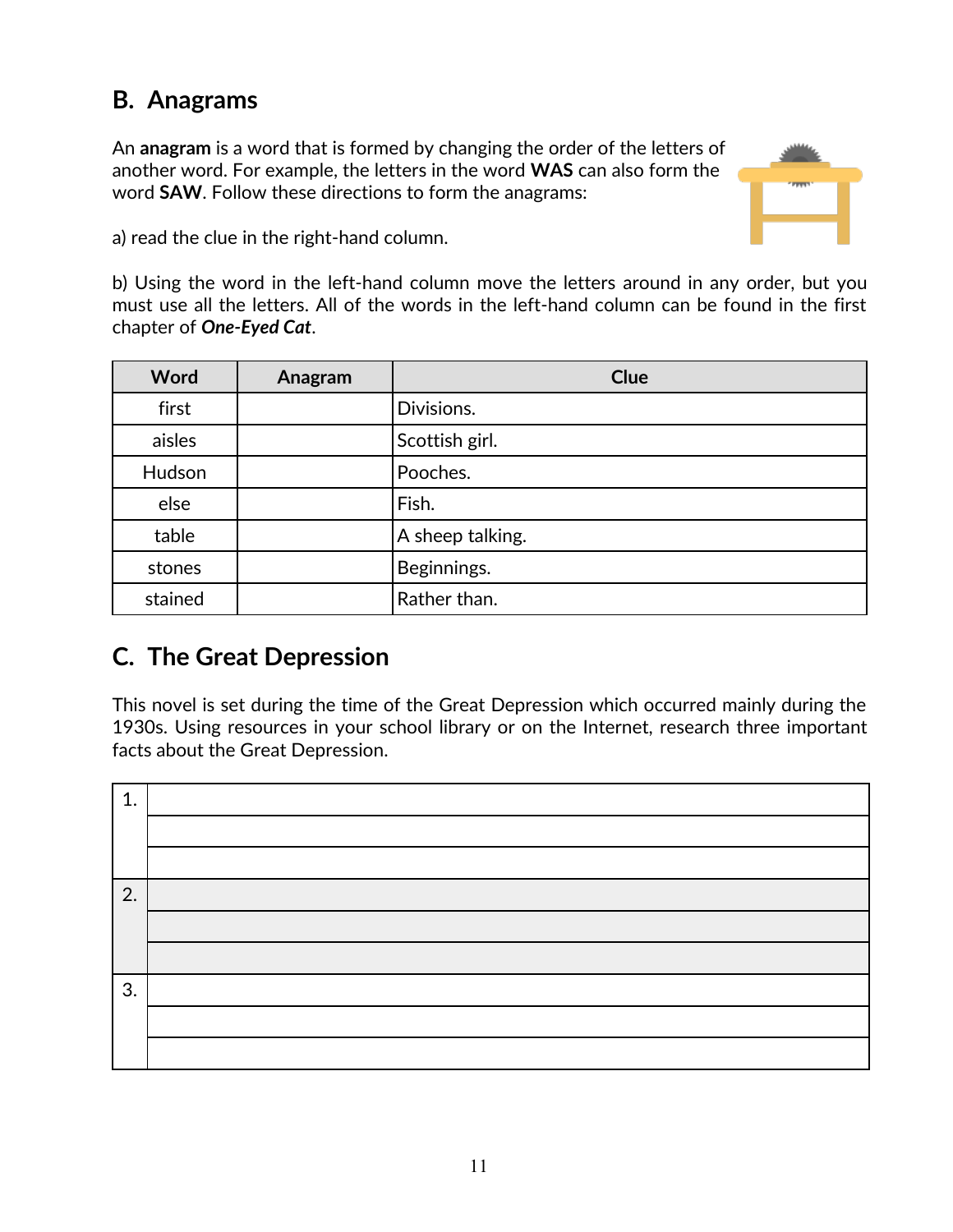## B. Anagrams

An **anagram** is a word that is formed by changing the order of the letters of another word. For example, the letters in the word **WAS** can also form the word **SAW**. Follow these directions to form the anagrams:

a) read the clue in the right-hand column.

b) Using the word in the left-hand column move the letters around in any order, but you must use all the letters. All of the words in the left-hand column can be found in the first chapter of ***One-Eyed Cat***.

| Word | Anagram | Clue |
|---|---|---|
| first | | Divisions. |
| aisles | | Scottish girl. |
| Hudson | | Pooches. |
| else | | Fish. |
| table | | A sheep talking. |
| stones | | Beginnings. |
| stained | | Rather than. |

## C. The Great Depression

This novel is set during the time of the Great Depression which occurred mainly during the 1930s. Using resources in your school library or on the Internet, research three important facts about the Great Depression.

| | |
|---|---|
| 1. | |
| | |
| | |
| 2. | |
| | |
| | |
| 3. | |
| | |
| | |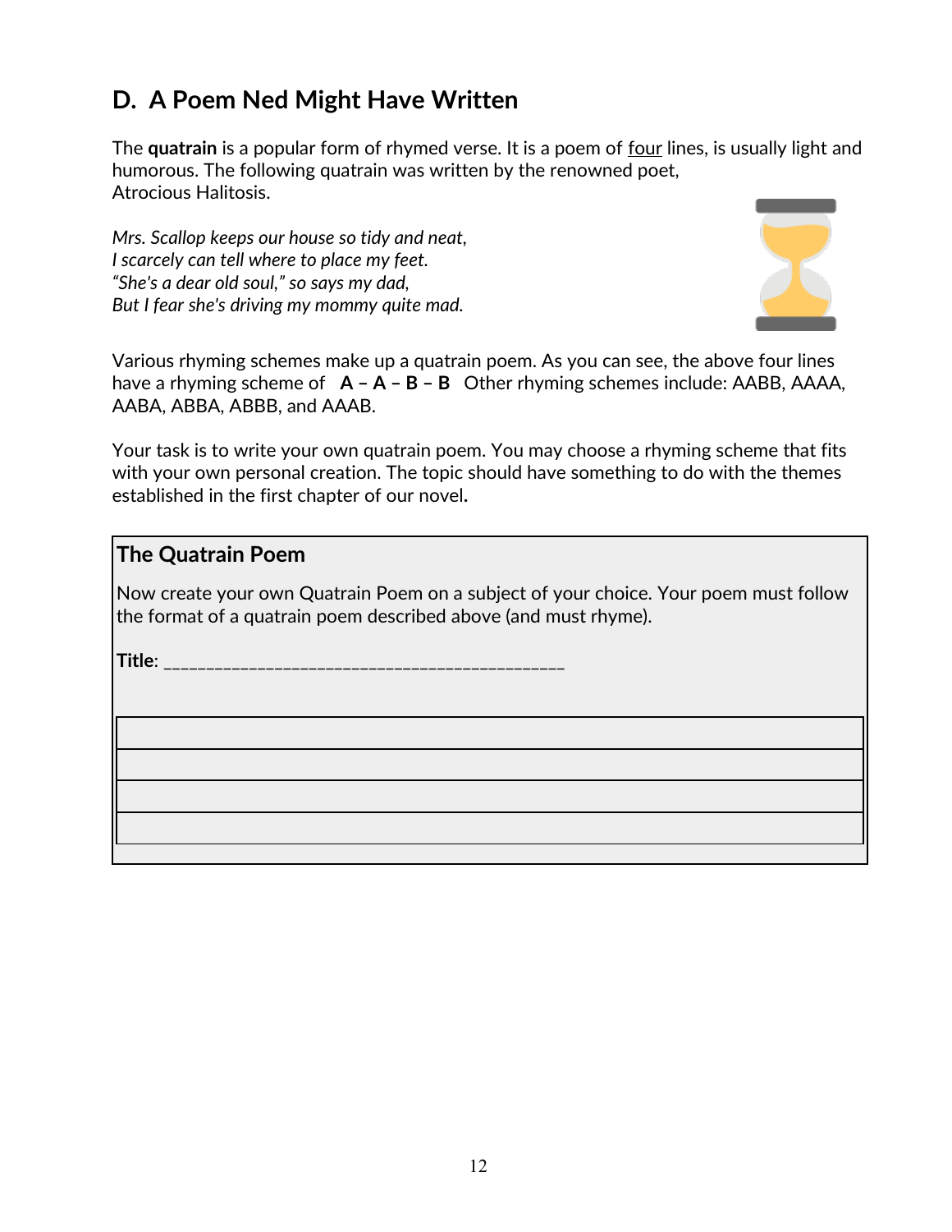## D. A Poem Ned Might Have Written

The **quatrain** is a popular form of rhymed verse. It is a poem of <u>four</u> lines, is usually light and humorous. The following quatrain was written by the renowned poet, Atrocious Halitosis.

*Mrs. Scallop keeps our house so tidy and neat,*
*I scarcely can tell where to place my feet.*
*"She's a dear old soul," so says my dad,*
*But I fear she's driving my mommy quite mad.*

Various rhyming schemes make up a quatrain poem. As you can see, the above four lines have a rhyming scheme of **A – A – B – B** Other rhyming schemes include: AABB, AAAA, AABA, ABBA, ABBB, and AAAB.

Your task is to write your own quatrain poem. You may choose a rhyming scheme that fits with your own personal creation. The topic should have something to do with the themes established in the first chapter of our novel**.**

### The Quatrain Poem

Now create your own Quatrain Poem on a subject of your choice. Your poem must follow the format of a quatrain poem described above (and must rhyme).

**Title**: _____________________________________________

| |
|---|
| |
| |
| |
| |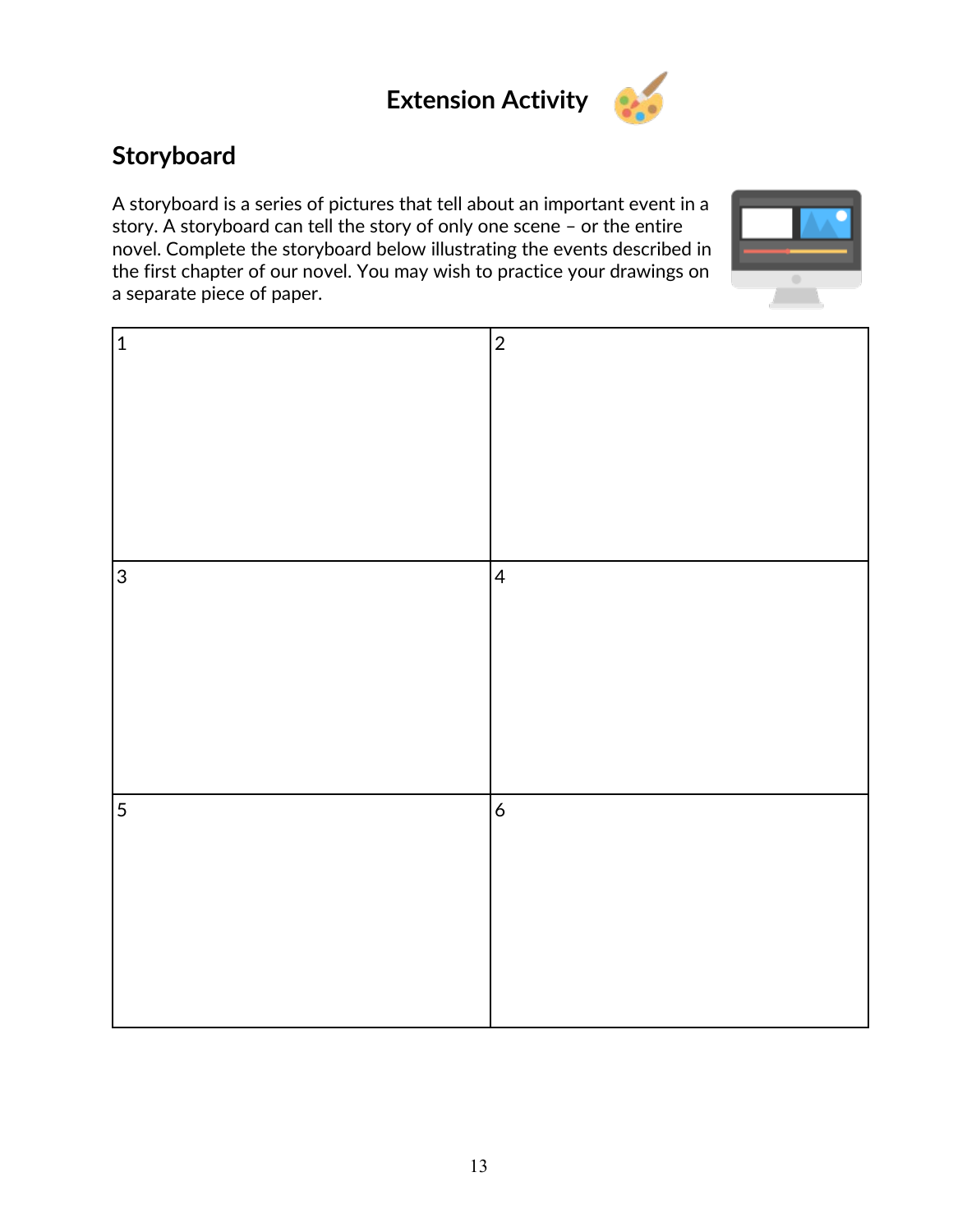# Extension Activity

## Storyboard

A storyboard is a series of pictures that tell about an important event in a story. A storyboard can tell the story of only one scene – or the entire novel. Complete the storyboard below illustrating the events described in the first chapter of our novel. You may wish to practice your drawings on a separate piece of paper.

| | |
|---|---|
| 1 | 2 |
| 3 | 4 |
| 5 | 6 |